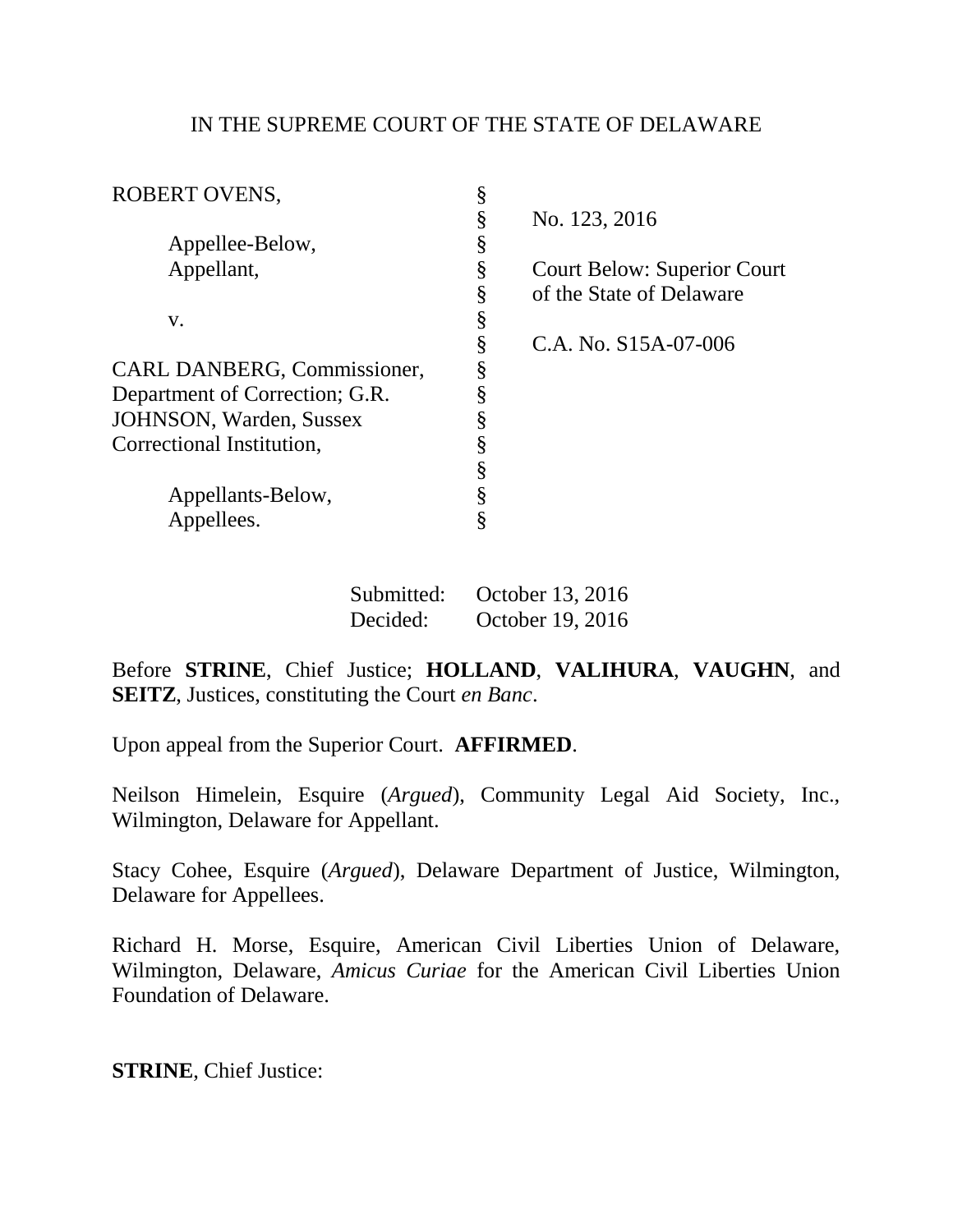IN THE SUPREME COURT OF THE STATE OF DELAWARE

| | | |
|---|---|---|
| ROBERT OVENS, | § | |
| | § | No. 123, 2016 |
| Appellee-Below, | § | |
| Appellant, | § | Court Below: Superior Court |
| | § | of the State of Delaware |
| v. | § | |
| | § | C.A. No. S15A-07-006 |
| CARL DANBERG, Commissioner, | § | |
| Department of Correction; G.R. | § | |
| JOHNSON, Warden, Sussex | § | |
| Correctional Institution, | § | |
| | § | |
| Appellants-Below, | § | |
| Appellees. | § | |

Submitted: October 13, 2016
Decided: October 19, 2016

Before **STRINE**, Chief Justice; **HOLLAND**, **VALIHURA**, **VAUGHN**, and **SEITZ**, Justices, constituting the Court *en Banc*.

Upon appeal from the Superior Court. **AFFIRMED**.

Neilson Himelein, Esquire (*Argued*), Community Legal Aid Society, Inc., Wilmington, Delaware for Appellant.

Stacy Cohee, Esquire (*Argued*), Delaware Department of Justice, Wilmington, Delaware for Appellees.

Richard H. Morse, Esquire, American Civil Liberties Union of Delaware, Wilmington, Delaware, *Amicus Curiae* for the American Civil Liberties Union Foundation of Delaware.

**STRINE**, Chief Justice: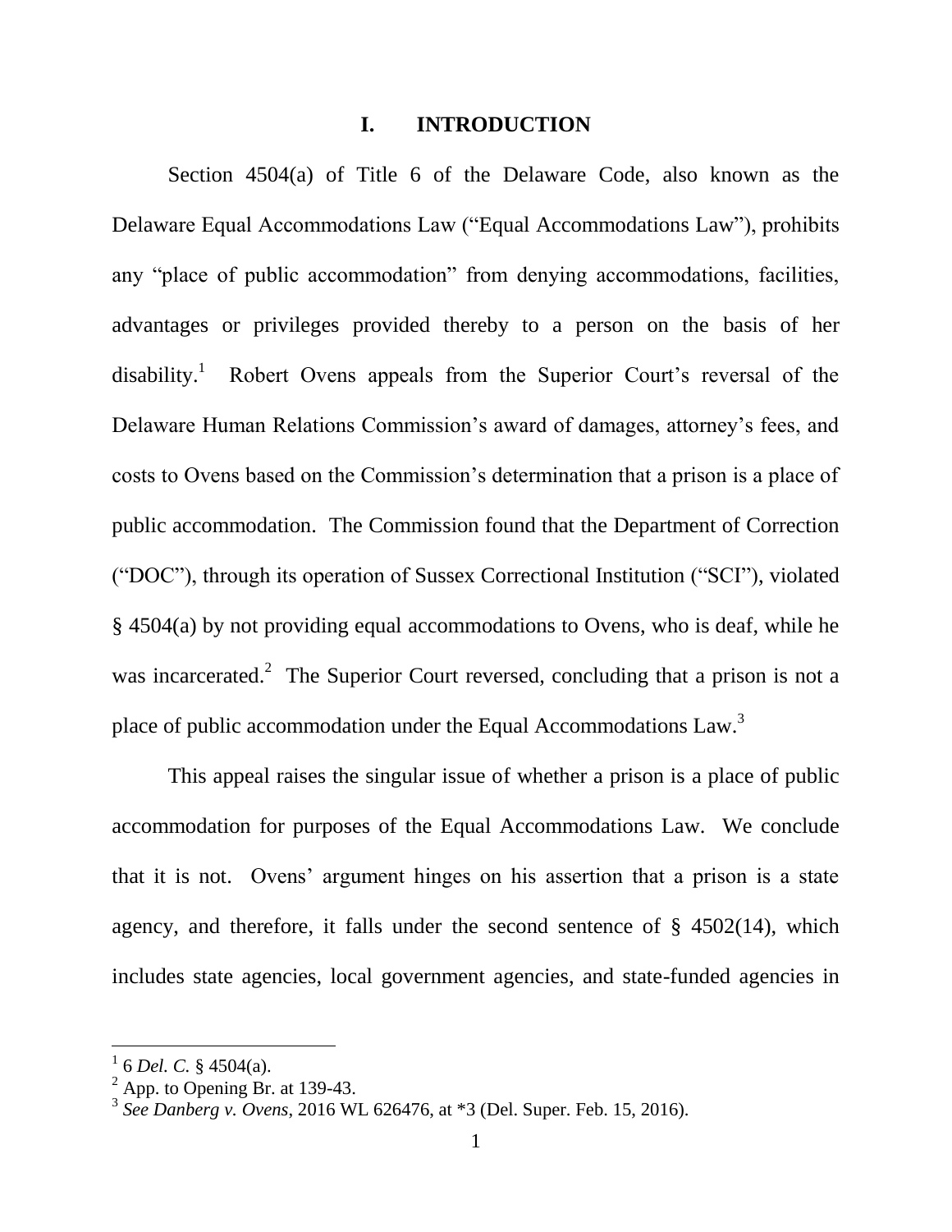## I. INTRODUCTION

Section 4504(a) of Title 6 of the Delaware Code, also known as the Delaware Equal Accommodations Law ("Equal Accommodations Law"), prohibits any "place of public accommodation" from denying accommodations, facilities, advantages or privileges provided thereby to a person on the basis of her disability.[1] Robert Ovens appeals from the Superior Court's reversal of the Delaware Human Relations Commission's award of damages, attorney's fees, and costs to Ovens based on the Commission's determination that a prison is a place of public accommodation. The Commission found that the Department of Correction ("DOC"), through its operation of Sussex Correctional Institution ("SCI"), violated § 4504(a) by not providing equal accommodations to Ovens, who is deaf, while he was incarcerated.[2] The Superior Court reversed, concluding that a prison is not a place of public accommodation under the Equal Accommodations Law.[3]

This appeal raises the singular issue of whether a prison is a place of public accommodation for purposes of the Equal Accommodations Law. We conclude that it is not. Ovens' argument hinges on his assertion that a prison is a state agency, and therefore, it falls under the second sentence of § 4502(14), which includes state agencies, local government agencies, and state-funded agencies in

---

[1] 6 *Del. C.* § 4504(a).

[2] App. to Opening Br. at 139-43.

[3] *See Danberg v. Ovens*, 2016 WL 626476, at *3 (Del. Super. Feb. 15, 2016).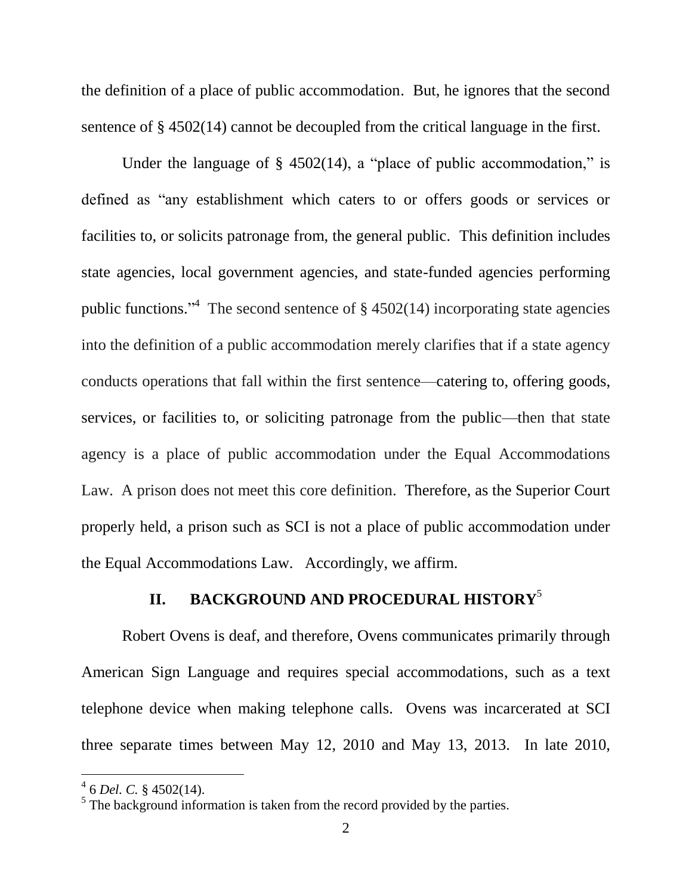the definition of a place of public accommodation. But, he ignores that the second sentence of § 4502(14) cannot be decoupled from the critical language in the first.

Under the language of § 4502(14), a "place of public accommodation," is defined as "any establishment which caters to or offers goods or services or facilities to, or solicits patronage from, the general public. This definition includes state agencies, local government agencies, and state-funded agencies performing public functions."[4] The second sentence of § 4502(14) incorporating state agencies into the definition of a public accommodation merely clarifies that if a state agency conducts operations that fall within the first sentence—catering to, offering goods, services, or facilities to, or soliciting patronage from the public—then that state agency is a place of public accommodation under the Equal Accommodations Law. A prison does not meet this core definition. Therefore, as the Superior Court properly held, a prison such as SCI is not a place of public accommodation under the Equal Accommodations Law. Accordingly, we affirm.

## II. BACKGROUND AND PROCEDURAL HISTORY[5]

Robert Ovens is deaf, and therefore, Ovens communicates primarily through American Sign Language and requires special accommodations, such as a text telephone device when making telephone calls. Ovens was incarcerated at SCI three separate times between May 12, 2010 and May 13, 2013. In late 2010,

---

[4] 6 *Del. C.* § 4502(14).

[5] The background information is taken from the record provided by the parties.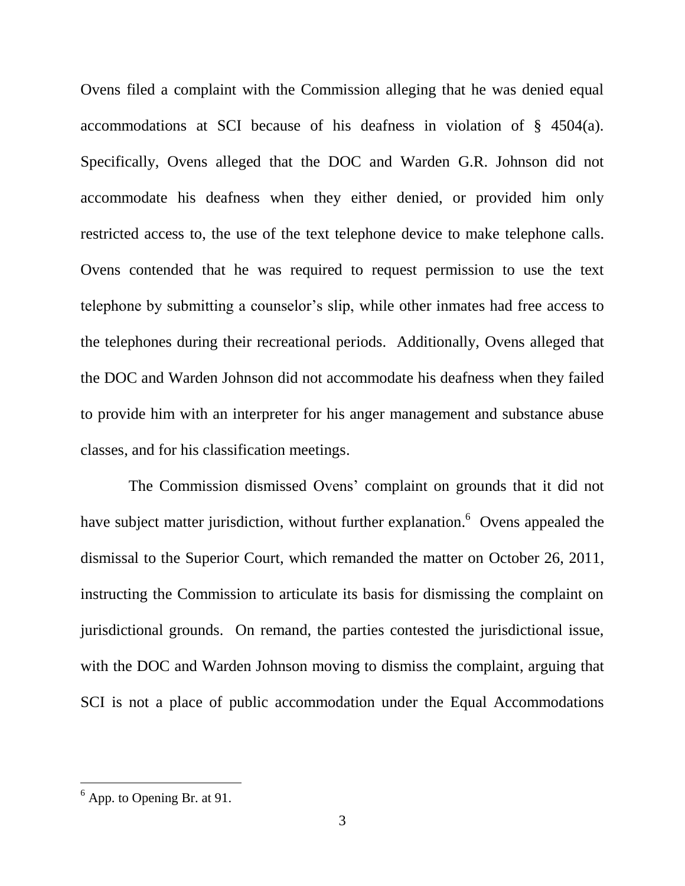Ovens filed a complaint with the Commission alleging that he was denied equal accommodations at SCI because of his deafness in violation of § 4504(a). Specifically, Ovens alleged that the DOC and Warden G.R. Johnson did not accommodate his deafness when they either denied, or provided him only restricted access to, the use of the text telephone device to make telephone calls. Ovens contended that he was required to request permission to use the text telephone by submitting a counselor's slip, while other inmates had free access to the telephones during their recreational periods. Additionally, Ovens alleged that the DOC and Warden Johnson did not accommodate his deafness when they failed to provide him with an interpreter for his anger management and substance abuse classes, and for his classification meetings.

The Commission dismissed Ovens' complaint on grounds that it did not have subject matter jurisdiction, without further explanation.[6] Ovens appealed the dismissal to the Superior Court, which remanded the matter on October 26, 2011, instructing the Commission to articulate its basis for dismissing the complaint on jurisdictional grounds. On remand, the parties contested the jurisdictional issue, with the DOC and Warden Johnson moving to dismiss the complaint, arguing that SCI is not a place of public accommodation under the Equal Accommodations

---

[6] App. to Opening Br. at 91.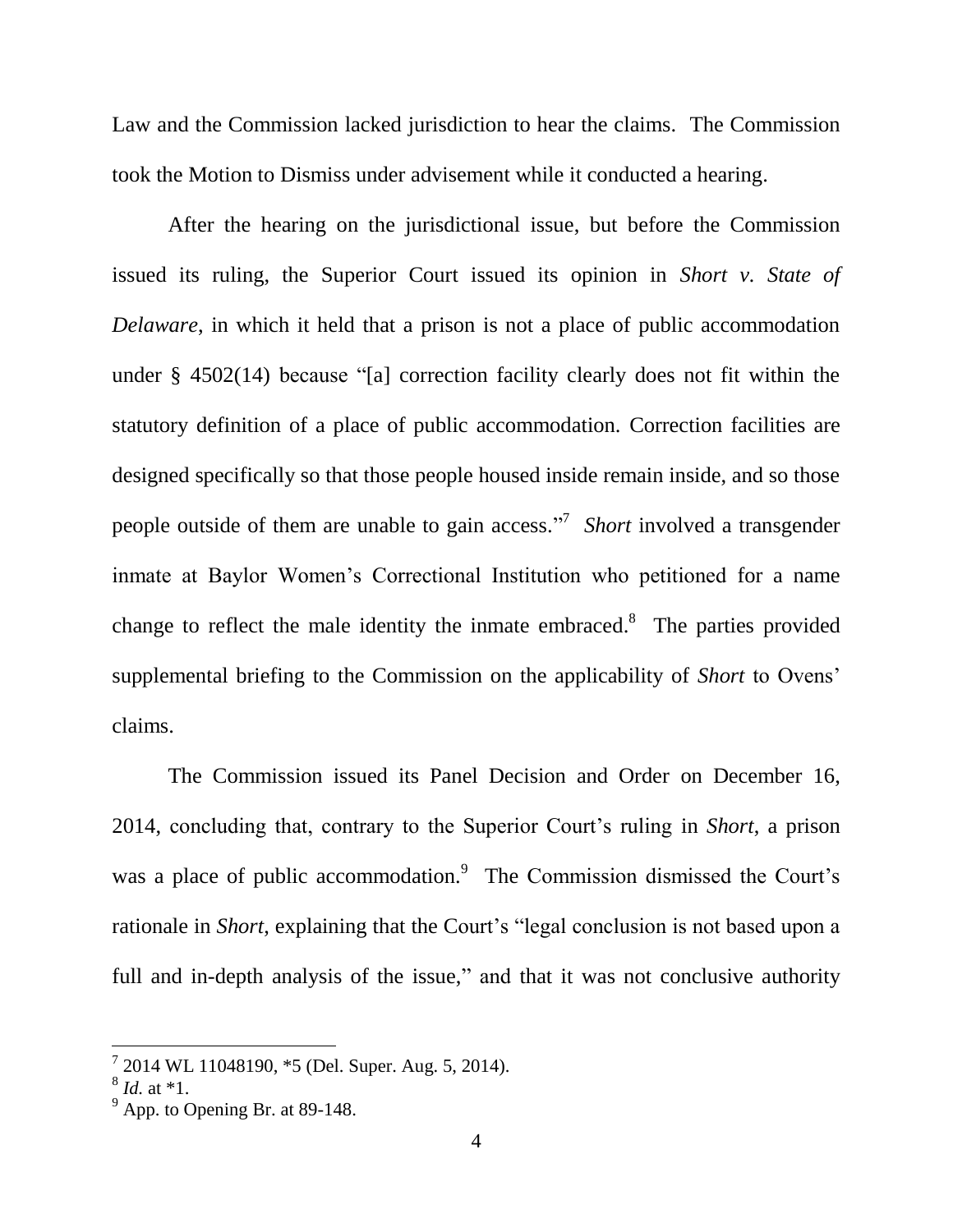Law and the Commission lacked jurisdiction to hear the claims. The Commission took the Motion to Dismiss under advisement while it conducted a hearing.

After the hearing on the jurisdictional issue, but before the Commission issued its ruling, the Superior Court issued its opinion in *Short v. State of Delaware*, in which it held that a prison is not a place of public accommodation under § 4502(14) because "[a] correction facility clearly does not fit within the statutory definition of a place of public accommodation. Correction facilities are designed specifically so that those people housed inside remain inside, and so those people outside of them are unable to gain access."[7] *Short* involved a transgender inmate at Baylor Women's Correctional Institution who petitioned for a name change to reflect the male identity the inmate embraced.[8] The parties provided supplemental briefing to the Commission on the applicability of *Short* to Ovens' claims.

The Commission issued its Panel Decision and Order on December 16, 2014, concluding that, contrary to the Superior Court's ruling in *Short*, a prison was a place of public accommodation.[9] The Commission dismissed the Court's rationale in *Short*, explaining that the Court's "legal conclusion is not based upon a full and in-depth analysis of the issue," and that it was not conclusive authority

---

[7] 2014 WL 11048190, *5 (Del. Super. Aug. 5, 2014).
[8] *Id.* at *1.
[9] App. to Opening Br. at 89-148.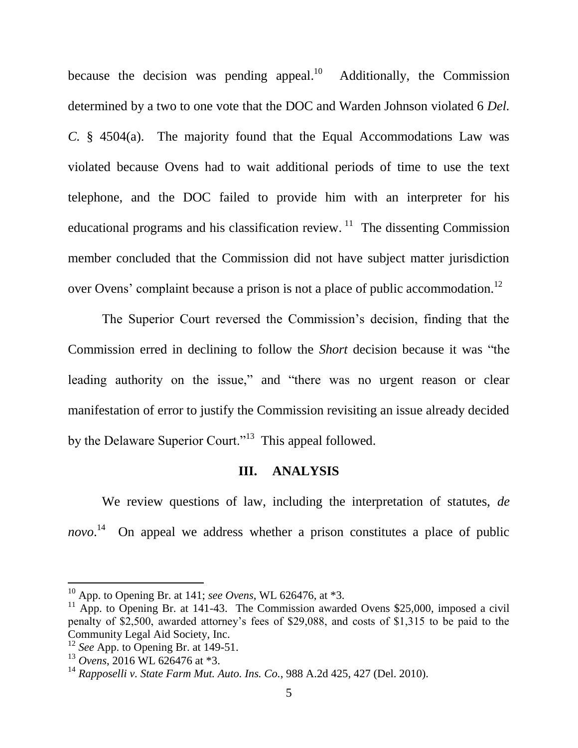because the decision was pending appeal.[10] Additionally, the Commission determined by a two to one vote that the DOC and Warden Johnson violated 6 *Del. C.* § 4504(a). The majority found that the Equal Accommodations Law was violated because Ovens had to wait additional periods of time to use the text telephone, and the DOC failed to provide him with an interpreter for his educational programs and his classification review.[11] The dissenting Commission member concluded that the Commission did not have subject matter jurisdiction over Ovens' complaint because a prison is not a place of public accommodation.[12]

The Superior Court reversed the Commission's decision, finding that the Commission erred in declining to follow the *Short* decision because it was "the leading authority on the issue," and "there was no urgent reason or clear manifestation of error to justify the Commission revisiting an issue already decided by the Delaware Superior Court."[13] This appeal followed.

### III. ANALYSIS

We review questions of law, including the interpretation of statutes, *de novo*.[14] On appeal we address whether a prison constitutes a place of public

---

[10] App. to Opening Br. at 141; *see Ovens*, WL 626476, at *3.

[11] App. to Opening Br. at 141-43. The Commission awarded Ovens $25,000, imposed a civil penalty of $2,500, awarded attorney's fees of $29,088, and costs of $1,315 to be paid to the Community Legal Aid Society, Inc.

[12] *See* App. to Opening Br. at 149-51.

[13] *Ovens*, 2016 WL 626476 at *3.

[14] *Rapposelli v. State Farm Mut. Auto. Ins. Co.*, 988 A.2d 425, 427 (Del. 2010).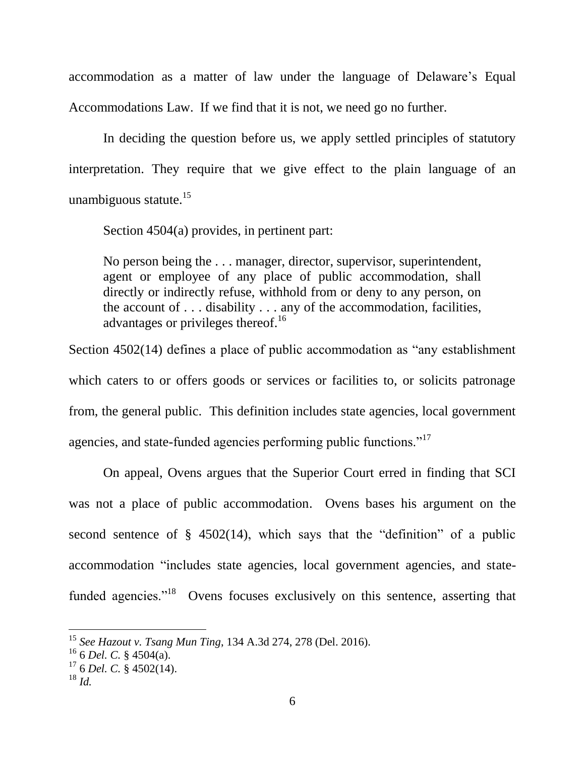accommodation as a matter of law under the language of Delaware's Equal Accommodations Law. If we find that it is not, we need go no further.

In deciding the question before us, we apply settled principles of statutory interpretation. They require that we give effect to the plain language of an unambiguous statute.[15]

Section 4504(a) provides, in pertinent part:

> No person being the . . . manager, director, supervisor, superintendent, agent or employee of any place of public accommodation, shall directly or indirectly refuse, withhold from or deny to any person, on the account of . . . disability . . . any of the accommodation, facilities, advantages or privileges thereof.[16]

Section 4502(14) defines a place of public accommodation as "any establishment which caters to or offers goods or services or facilities to, or solicits patronage from, the general public. This definition includes state agencies, local government agencies, and state-funded agencies performing public functions."[17]

On appeal, Ovens argues that the Superior Court erred in finding that SCI was not a place of public accommodation. Ovens bases his argument on the second sentence of § 4502(14), which says that the "definition" of a public accommodation "includes state agencies, local government agencies, and state-funded agencies."[18] Ovens focuses exclusively on this sentence, asserting that

---

[15] *See Hazout v. Tsang Mun Ting*, 134 A.3d 274, 278 (Del. 2016).

[16] 6 *Del. C.* § 4504(a).

[17] 6 *Del. C.* § 4502(14).

[18] *Id.*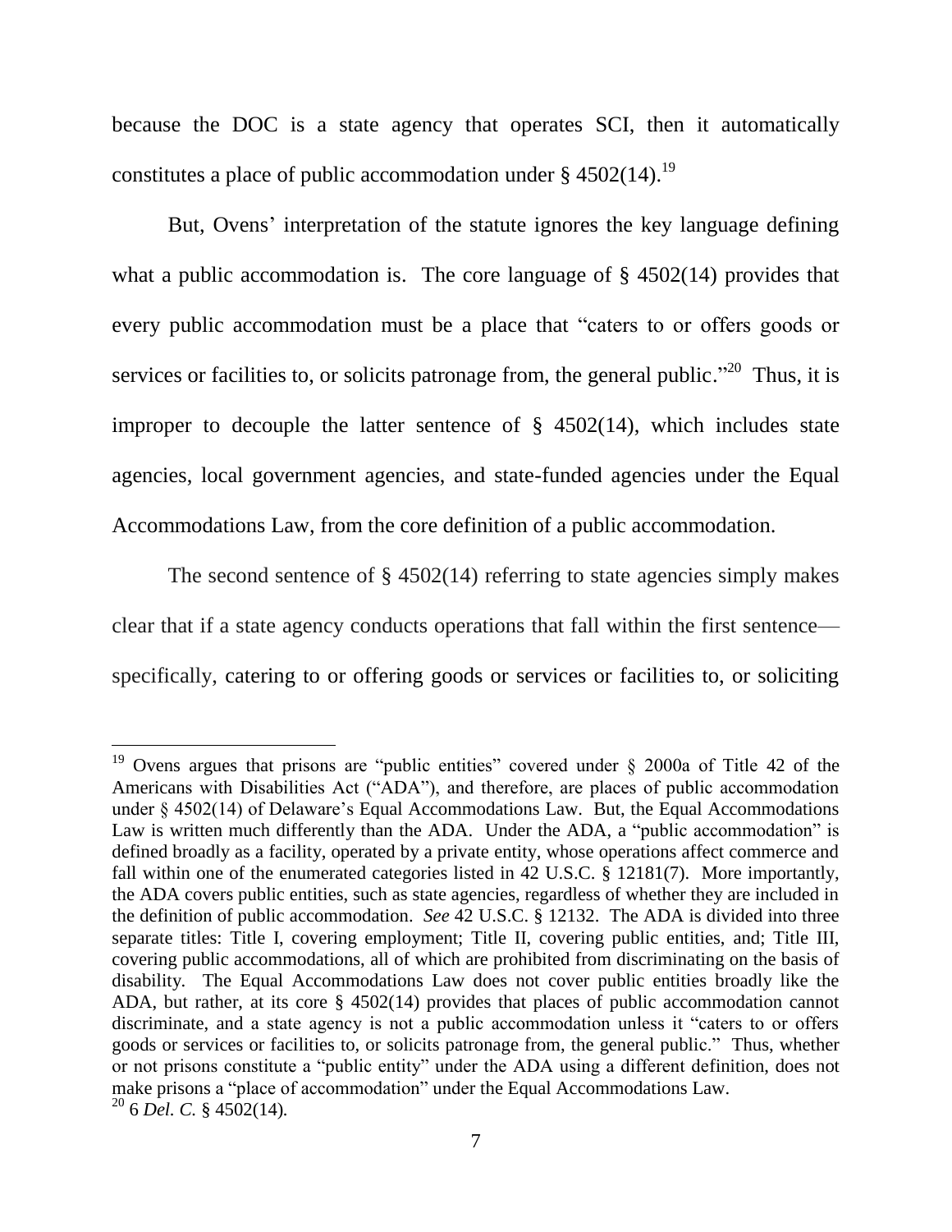because the DOC is a state agency that operates SCI, then it automatically constitutes a place of public accommodation under § 4502(14).[19]

But, Ovens' interpretation of the statute ignores the key language defining what a public accommodation is. The core language of § 4502(14) provides that every public accommodation must be a place that "caters to or offers goods or services or facilities to, or solicits patronage from, the general public."[20] Thus, it is improper to decouple the latter sentence of § 4502(14), which includes state agencies, local government agencies, and state-funded agencies under the Equal Accommodations Law, from the core definition of a public accommodation.

The second sentence of § 4502(14) referring to state agencies simply makes clear that if a state agency conducts operations that fall within the first sentence—specifically, catering to or offering goods or services or facilities to, or soliciting

---

[19] Ovens argues that prisons are "public entities" covered under § 2000a of Title 42 of the Americans with Disabilities Act ("ADA"), and therefore, are places of public accommodation under § 4502(14) of Delaware's Equal Accommodations Law. But, the Equal Accommodations Law is written much differently than the ADA. Under the ADA, a "public accommodation" is defined broadly as a facility, operated by a private entity, whose operations affect commerce and fall within one of the enumerated categories listed in 42 U.S.C. § 12181(7). More importantly, the ADA covers public entities, such as state agencies, regardless of whether they are included in the definition of public accommodation. *See* 42 U.S.C. § 12132. The ADA is divided into three separate titles: Title I, covering employment; Title II, covering public entities, and; Title III, covering public accommodations, all of which are prohibited from discriminating on the basis of disability. The Equal Accommodations Law does not cover public entities broadly like the ADA, but rather, at its core § 4502(14) provides that places of public accommodation cannot discriminate, and a state agency is not a public accommodation unless it "caters to or offers goods or services or facilities to, or solicits patronage from, the general public." Thus, whether or not prisons constitute a "public entity" under the ADA using a different definition, does not make prisons a "place of accommodation" under the Equal Accommodations Law.

[20] 6 *Del. C.* § 4502(14).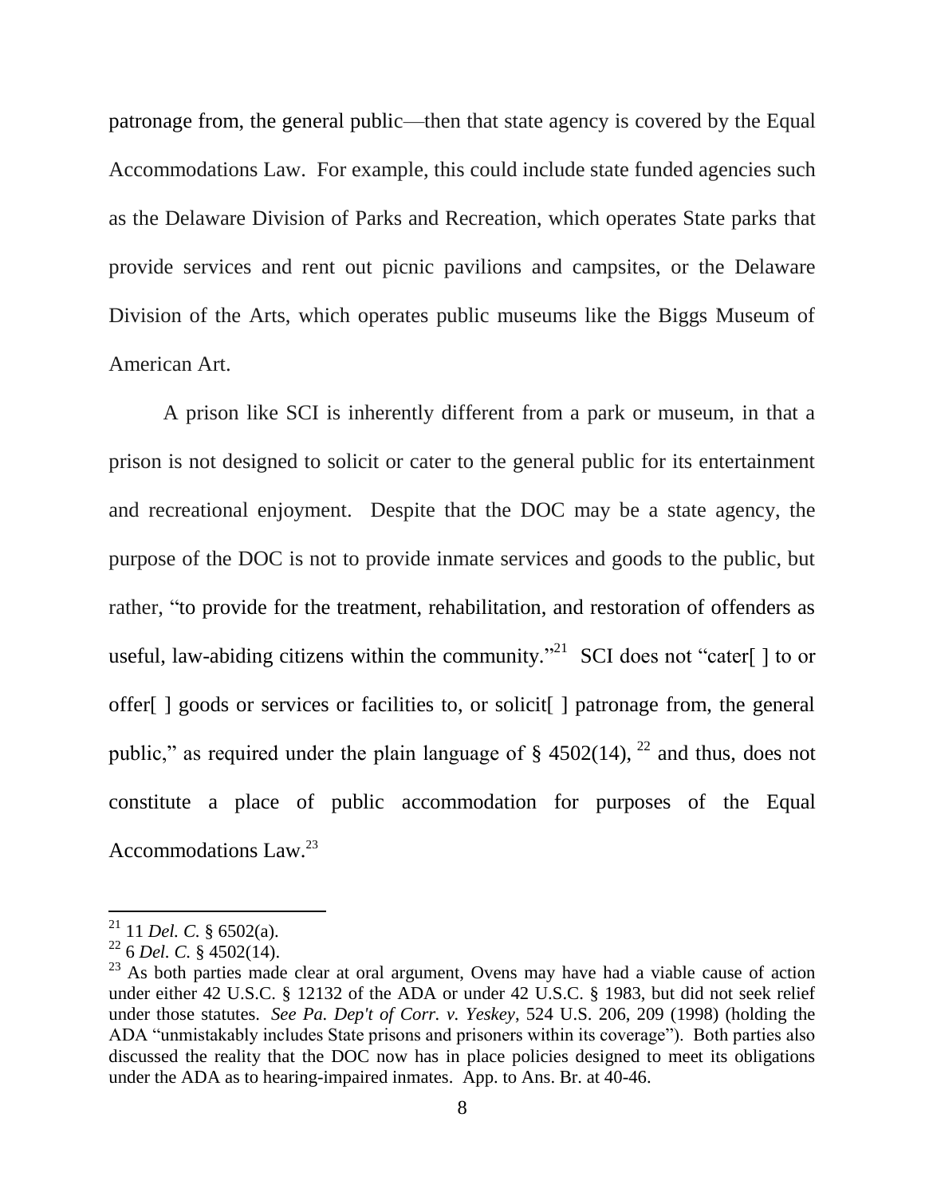patronage from, the general public—then that state agency is covered by the Equal Accommodations Law. For example, this could include state funded agencies such as the Delaware Division of Parks and Recreation, which operates State parks that provide services and rent out picnic pavilions and campsites, or the Delaware Division of the Arts, which operates public museums like the Biggs Museum of American Art.

A prison like SCI is inherently different from a park or museum, in that a prison is not designed to solicit or cater to the general public for its entertainment and recreational enjoyment. Despite that the DOC may be a state agency, the purpose of the DOC is not to provide inmate services and goods to the public, but rather, "to provide for the treatment, rehabilitation, and restoration of offenders as useful, law-abiding citizens within the community."[21] SCI does not "cater[ ] to or offer[ ] goods or services or facilities to, or solicit[ ] patronage from, the general public," as required under the plain language of § 4502(14),[22] and thus, does not constitute a place of public accommodation for purposes of the Equal Accommodations Law.[23]

---

[21] 11 *Del. C.* § 6502(a).

[22] 6 *Del. C.* § 4502(14).

[23] As both parties made clear at oral argument, Ovens may have had a viable cause of action under either 42 U.S.C. § 12132 of the ADA or under 42 U.S.C. § 1983, but did not seek relief under those statutes. *See Pa. Dep't of Corr. v. Yeskey*, 524 U.S. 206, 209 (1998) (holding the ADA "unmistakably includes State prisons and prisoners within its coverage"). Both parties also discussed the reality that the DOC now has in place policies designed to meet its obligations under the ADA as to hearing-impaired inmates. App. to Ans. Br. at 40-46.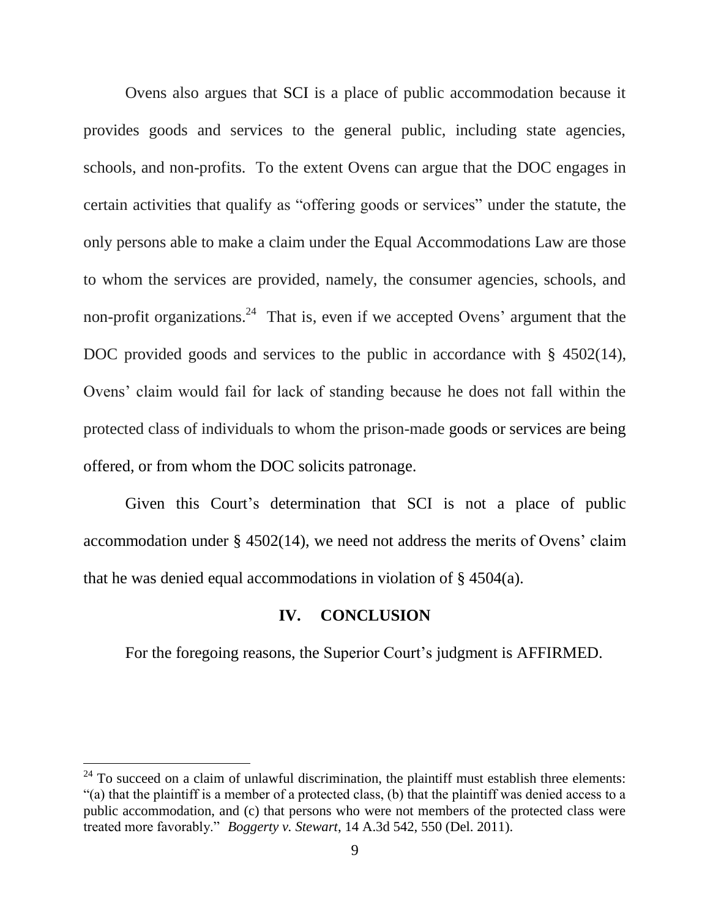Ovens also argues that SCI is a place of public accommodation because it provides goods and services to the general public, including state agencies, schools, and non-profits. To the extent Ovens can argue that the DOC engages in certain activities that qualify as "offering goods or services" under the statute, the only persons able to make a claim under the Equal Accommodations Law are those to whom the services are provided, namely, the consumer agencies, schools, and non-profit organizations.[24] That is, even if we accepted Ovens' argument that the DOC provided goods and services to the public in accordance with § 4502(14), Ovens' claim would fail for lack of standing because he does not fall within the protected class of individuals to whom the prison-made goods or services are being offered, or from whom the DOC solicits patronage.

Given this Court's determination that SCI is not a place of public accommodation under § 4502(14), we need not address the merits of Ovens' claim that he was denied equal accommodations in violation of § 4504(a).

## IV. CONCLUSION

For the foregoing reasons, the Superior Court's judgment is AFFIRMED.

---

[24] To succeed on a claim of unlawful discrimination, the plaintiff must establish three elements: "(a) that the plaintiff is a member of a protected class, (b) that the plaintiff was denied access to a public accommodation, and (c) that persons who were not members of the protected class were treated more favorably." *Boggerty v. Stewart*, 14 A.3d 542, 550 (Del. 2011).